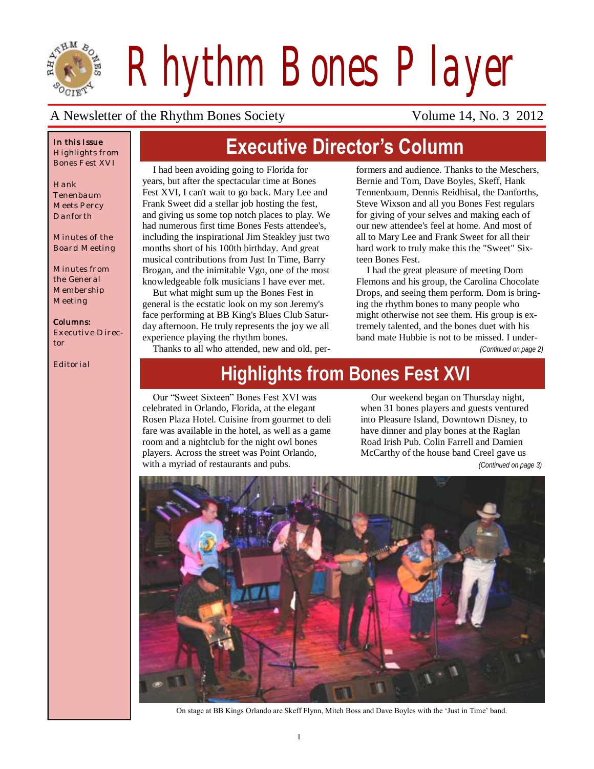# Rhythm Bones Player

A Newsletter of the Rhythm Bones Society Volume 14, No. 3 2012

**In this Issue**

Highlights from Bones Fest XVI

Hank Tenenbaum Meets Percy Danforth

Minutes of the Board Meeting

Minutes from the General Membership Meeting

**Columns:**

Executive Director

Editorial

## Executive Director's Column

I had been avoiding going to Florida for years, but after the spectacular time at Bones Fest XVI, I can't wait to go back. Mary Lee and Frank Sweet did a stellar job hosting the fest, and giving us some top notch places to play. We had numerous first time Bones Fests attendee's, including the inspirational Jim Steakley just two months short of his 100th birthday. And great musical contributions from Just In Time, Barry Brogan, and the inimitable Vgo, one of the most knowledgeable folk musicians I have ever met.

But what might sum up the Bones Fest in general is the ecstatic look on my son Jeremy's face performing at BB King's Blues Club Saturday afternoon. He truly represents the joy we all experience playing the rhythm bones.

Thanks to all who attended, new and old, performers and audience. Thanks to the Meschers, Bernie and Tom, Dave Boyles, Skeff, Hank Tennenbaum, Dennis Reidhisal, the Danforths, Steve Wixson and all you Bones Fest regulars for giving of your selves and making each of our new attendee's feel at home. And most of all to Mary Lee and Frank Sweet for all their hard work to truly make this the "Sweet" Sixteen Bones Fest.

I had the great pleasure of meeting Dom Flemons and his group, the Carolina Chocolate Drops, and seeing them perform. Dom is bringing the rhythm bones to many people who might otherwise not see them. His group is extremely talented, and the bones duet with his band mate Hubbie is not to be missed. I under-

*(Continued on page 2)*

## Highlights from Bones Fest XVI

Our "Sweet Sixteen" Bones Fest XVI was celebrated in Orlando, Florida, at the elegant Rosen Plaza Hotel. Cuisine from gourmet to deli fare was available in the hotel, as well as a game room and a nightclub for the night owl bones players. Across the street was Point Orlando, with a myriad of restaurants and pubs.

Our weekend began on Thursday night, when 31 bones players and guests ventured into Pleasure Island, Downtown Disney, to have dinner and play bones at the Raglan Road Irish Pub. Colin Farrell and Damien McCarthy of the house band Creel gave us

*(Continued on page 3)*

On stage at BB Kings Orlando are Skeff Flynn, Mitch Boss and Dave Boyles with the 'Just in Time' band.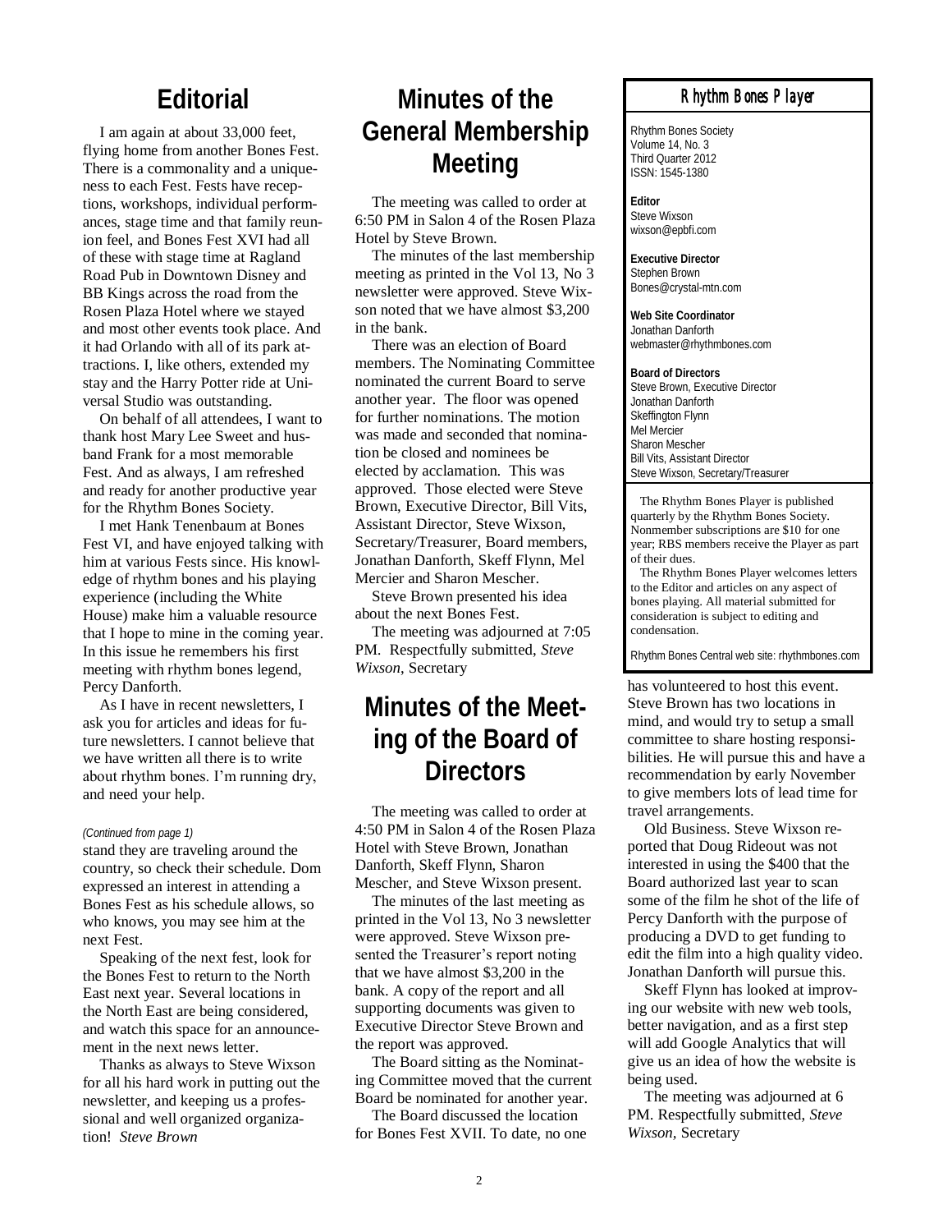## Editorial

I am again at about 33,000 feet, flying home from another Bones Fest. There is a commonality and a uniqueness to each Fest. Fests have receptions, workshops, individual performances, stage time and that family reunion feel, and Bones Fest XVI had all of these with stage time at Ragland Road Pub in Downtown Disney and BB Kings across the road from the Rosen Plaza Hotel where we stayed and most other events took place. And it had Orlando with all of its park attractions. I, like others, extended my stay and the Harry Potter ride at Universal Studio was outstanding.

On behalf of all attendees, I want to thank host Mary Lee Sweet and husband Frank for a most memorable Fest. And as always, I am refreshed and ready for another productive year for the Rhythm Bones Society.

I met Hank Tenenbaum at Bones Fest VI, and have enjoyed talking with him at various Fests since. His knowledge of rhythm bones and his playing experience (including the White House) make him a valuable resource that I hope to mine in the coming year. In this issue he remembers his first meeting with rhythm bones legend, Percy Danforth.

As I have in recent newsletters, I ask you for articles and ideas for future newsletters. I cannot believe that we have written all there is to write about rhythm bones. I'm running dry, and need your help.

*(Continued from page 1)*

stand they are traveling around the country, so check their schedule. Dom expressed an interest in attending a Bones Fest as his schedule allows, so who knows, you may see him at the next Fest.

Speaking of the next fest, look for the Bones Fest to return to the North East next year. Several locations in the North East are being considered, and watch this space for an announcement in the next news letter.

Thanks as always to Steve Wixson for all his hard work in putting out the newsletter, and keeping us a professional and well organized organization! *Steve Brown*

## Minutes of the General Membership Meeting

The meeting was called to order at 6:50 PM in Salon 4 of the Rosen Plaza Hotel by Steve Brown.

The minutes of the last membership meeting as printed in the Vol 13, No 3 newsletter were approved. Steve Wixson noted that we have almost $3,200 in the bank.

There was an election of Board members. The Nominating Committee nominated the current Board to serve another year. The floor was opened for further nominations. The motion was made and seconded that nomination be closed and nominees be elected by acclamation. This was approved. Those elected were Steve Brown, Executive Director, Bill Vits, Assistant Director, Steve Wixson, Secretary/Treasurer, Board members, Jonathan Danforth, Skeff Flynn, Mel Mercier and Sharon Mescher.

Steve Brown presented his idea about the next Bones Fest.

The meeting was adjourned at 7:05 PM. Respectfully submitted, *Steve Wixson*, Secretary

## Minutes of the Meeting of the Board of Directors

The meeting was called to order at 4:50 PM in Salon 4 of the Rosen Plaza Hotel with Steve Brown, Jonathan Danforth, Skeff Flynn, Sharon Mescher, and Steve Wixson present.

The minutes of the last meeting as printed in the Vol 13, No 3 newsletter were approved. Steve Wixson presented the Treasurer's report noting that we have almost $3,200 in the bank. A copy of the report and all supporting documents was given to Executive Director Steve Brown and the report was approved.

The Board sitting as the Nominating Committee moved that the current Board be nominated for another year.

The Board discussed the location for Bones Fest XVII. To date, no one has volunteered to host this event. Steve Brown has two locations in mind, and would try to setup a small committee to share hosting responsibilities. He will pursue this and have a recommendation by early November to give members lots of lead time for travel arrangements.

Old Business. Steve Wixson reported that Doug Rideout was not interested in using the $400 that the Board authorized last year to scan some of the film he shot of the life of Percy Danforth with the purpose of producing a DVD to get funding to edit the film into a high quality video. Jonathan Danforth will pursue this.

Skeff Flynn has looked at improving our website with new web tools, better navigation, and as a first step will add Google Analytics that will give us an idea of how the website is being used.

The meeting was adjourned at 6 PM. Respectfully submitted, *Steve Wixson*, Secretary

---

**Rhythm Bones Player**

Rhythm Bones Society
Volume 14, No. 3
Third Quarter 2012
ISSN: 1545-1380

**Editor**
Steve Wixson
wixson@epbfi.com

**Executive Director**
Stephen Brown
Bones@crystal-mtn.com

**Web Site Coordinator**
Jonathan Danforth
webmaster@rhythmbones.com

**Board of Directors**
Steve Brown, Executive Director
Jonathan Danforth
Skeffington Flynn
Mel Mercier
Sharon Mescher
Bill Vits, Assistant Director
Steve Wixson, Secretary/Treasurer

The Rhythm Bones Player is published quarterly by the Rhythm Bones Society. Nonmember subscriptions are $10 for one year; RBS members receive the Player as part of their dues.

The Rhythm Bones Player welcomes letters to the Editor and articles on any aspect of bones playing. All material submitted for consideration is subject to editing and condensation.

Rhythm Bones Central web site: rhythmbones.com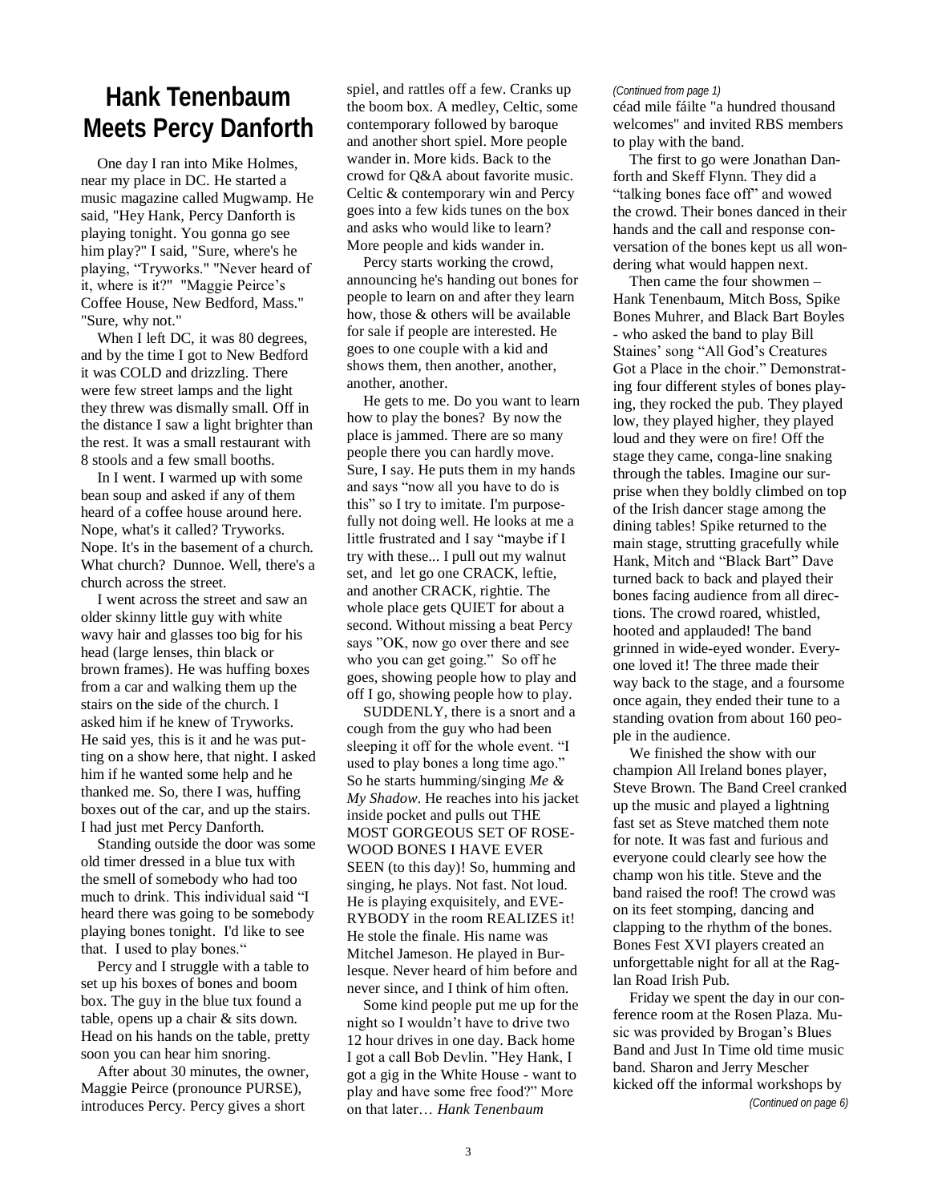# Hank Tenenbaum Meets Percy Danforth

One day I ran into Mike Holmes, near my place in DC. He started a music magazine called Mugwamp. He said, "Hey Hank, Percy Danforth is playing tonight. You gonna go see him play?" I said, "Sure, where's he playing, "Tryworks." "Never heard of it, where is it?" "Maggie Peirce's Coffee House, New Bedford, Mass." "Sure, why not."

When I left DC, it was 80 degrees, and by the time I got to New Bedford it was COLD and drizzling. There were few street lamps and the light they threw was dismally small. Off in the distance I saw a light brighter than the rest. It was a small restaurant with 8 stools and a few small booths.

In I went. I warmed up with some bean soup and asked if any of them heard of a coffee house around here. Nope, what's it called? Tryworks. Nope. It's in the basement of a church. What church? Dunnoe. Well, there's a church across the street.

I went across the street and saw an older skinny little guy with white wavy hair and glasses too big for his head (large lenses, thin black or brown frames). He was huffing boxes from a car and walking them up the stairs on the side of the church. I asked him if he knew of Tryworks. He said yes, this is it and he was putting on a show here, that night. I asked him if he wanted some help and he thanked me. So, there I was, huffing boxes out of the car, and up the stairs. I had just met Percy Danforth.

Standing outside the door was some old timer dressed in a blue tux with the smell of somebody who had too much to drink. This individual said "I heard there was going to be somebody playing bones tonight. I'd like to see that. I used to play bones."

Percy and I struggle with a table to set up his boxes of bones and boom box. The guy in the blue tux found a table, opens up a chair & sits down. Head on his hands on the table, pretty soon you can hear him snoring.

After about 30 minutes, the owner, Maggie Peirce (pronounce PURSE), introduces Percy. Percy gives a short spiel, and rattles off a few. Cranks up the boom box. A medley, Celtic, some contemporary followed by baroque and another short spiel. More people wander in. More kids. Back to the crowd for Q&A about favorite music. Celtic & contemporary win and Percy goes into a few kids tunes on the box and asks who would like to learn? More people and kids wander in.

Percy starts working the crowd, announcing he's handing out bones for people to learn on and after they learn how, those & others will be available for sale if people are interested. He goes to one couple with a kid and shows them, then another, another, another, another.

He gets to me. Do you want to learn how to play the bones? By now the place is jammed. There are so many people there you can hardly move. Sure, I say. He puts them in my hands and says "now all you have to do is this" so I try to imitate. I'm purposefully not doing well. He looks at me a little frustrated and I say "maybe if I try with these... I pull out my walnut set, and let go one CRACK, leftie, and another CRACK, rightie. The whole place gets QUIET for about a second. Without missing a beat Percy says "OK, now go over there and see who you can get going." So off he goes, showing people how to play and off I go, showing people how to play.

SUDDENLY, there is a snort and a cough from the guy who had been sleeping it off for the whole event. "I used to play bones a long time ago." So he starts humming/singing *Me & My Shadow*. He reaches into his jacket inside pocket and pulls out THE MOST GORGEOUS SET OF ROSEWOOD BONES I HAVE EVER SEEN (to this day)! So, humming and singing, he plays. Not fast. Not loud. He is playing exquisitely, and EVERYBODY in the room REALIZES it! He stole the finale. His name was Mitchel Jameson. He played in Burlesque. Never heard of him before and never since, and I think of him often.

Some kind people put me up for the night so I wouldn't have to drive two 12 hour drives in one day. Back home I got a call Bob Devlin. "Hey Hank, I got a gig in the White House - want to play and have some free food?" More on that later… *Hank Tenenbaum*

*(Continued from page 1)*

céad mile fáilte "a hundred thousand welcomes" and invited RBS members to play with the band.

The first to go were Jonathan Danforth and Skeff Flynn. They did a "talking bones face off" and wowed the crowd. Their bones danced in their hands and the call and response conversation of the bones kept us all wondering what would happen next.

Then came the four showmen – Hank Tenenbaum, Mitch Boss, Spike Bones Muhrer, and Black Bart Boyles - who asked the band to play Bill Staines' song "All God's Creatures Got a Place in the choir." Demonstrating four different styles of bones playing, they rocked the pub. They played low, they played higher, they played loud and they were on fire! Off the stage they came, conga-line snaking through the tables. Imagine our surprise when they boldly climbed on top of the Irish dancer stage among the dining tables! Spike returned to the main stage, strutting gracefully while Hank, Mitch and "Black Bart" Dave turned back to back and played their bones facing audience from all directions. The crowd roared, whistled, hooted and applauded! The band grinned in wide-eyed wonder. Everyone loved it! The three made their way back to the stage, and a foursome once again, they ended their tune to a standing ovation from about 160 people in the audience.

We finished the show with our champion All Ireland bones player, Steve Brown. The Band Creel cranked up the music and played a lightning fast set as Steve matched them note for note. It was fast and furious and everyone could clearly see how the champ won his title. Steve and the band raised the roof! The crowd was on its feet stomping, dancing and clapping to the rhythm of the bones. Bones Fest XVI players created an unforgettable night for all at the Raglan Road Irish Pub.

Friday we spent the day in our conference room at the Rosen Plaza. Music was provided by Brogan's Blues Band and Just In Time old time music band. Sharon and Jerry Mescher kicked off the informal workshops by

*(Continued on page 6)*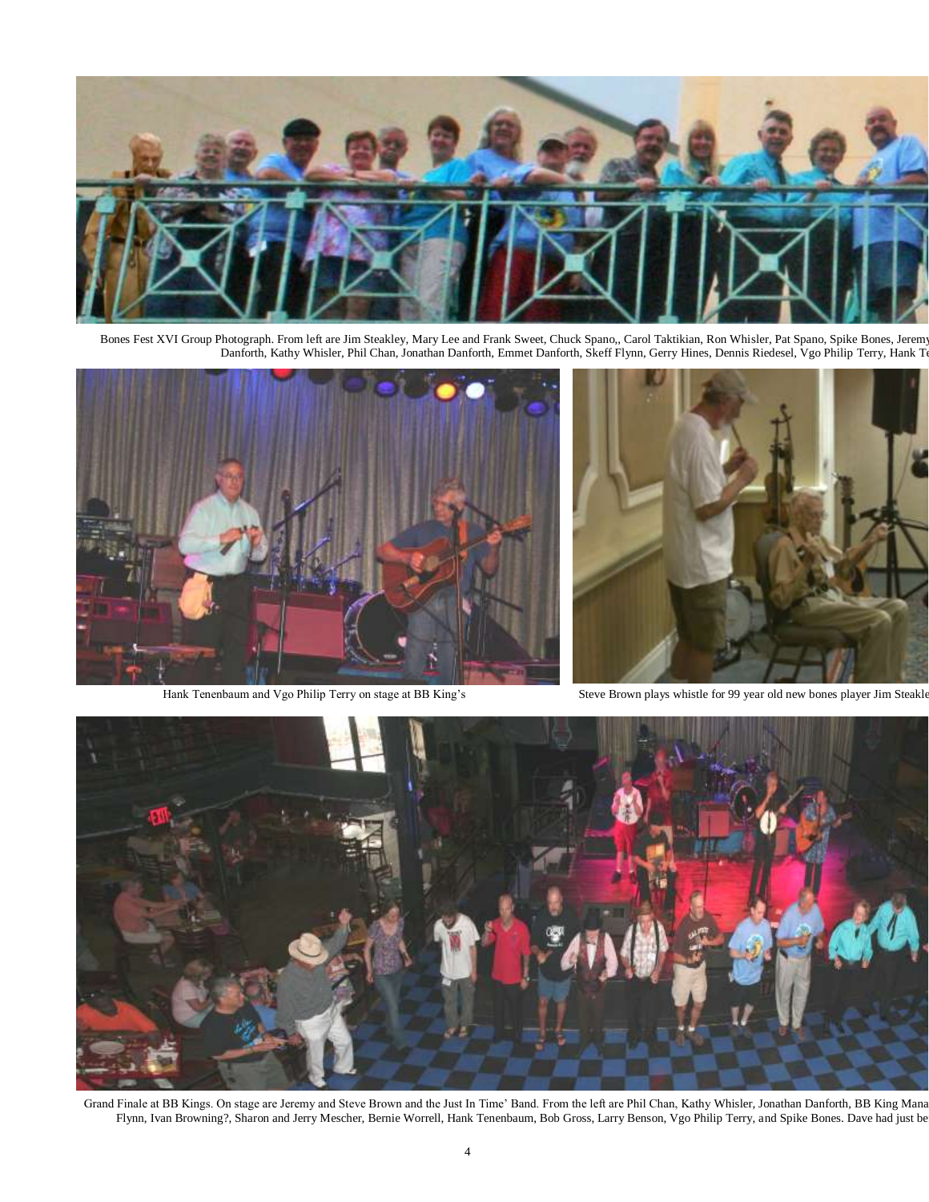Bones Fest XVI Group Photograph. From left are Jim Steakley, Mary Lee and Frank Sweet, Chuck Spano,, Carol Taktikian, Ron Whisler, Pat Spano, Spike Bones, Jeremy Danforth, Kathy Whisler, Phil Chan, Jonathan Danforth, Emmet Danforth, Skeff Flynn, Gerry Hines, Dennis Riedesel, Vgo Philip Terry, Hank Te

Hank Tenenbaum and Vgo Philip Terry on stage at BB King's

Steve Brown plays whistle for 99 year old new bones player Jim Steakle

Grand Finale at BB Kings. On stage are Jeremy and Steve Brown and the Just In Time' Band. From the left are Phil Chan, Kathy Whisler, Jonathan Danforth, BB King Mana Flynn, Ivan Browning?, Sharon and Jerry Mescher, Bernie Worrell, Hank Tenenbaum, Bob Gross, Larry Benson, Vgo Philip Terry, and Spike Bones. Dave had just be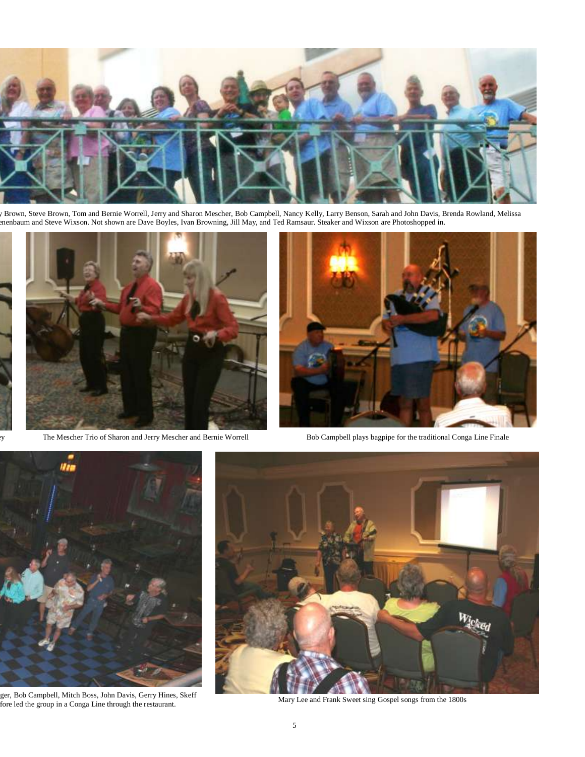y Brown, Steve Brown, Tom and Bernie Worrell, Jerry and Sharon Mescher, Bob Campbell, Nancy Kelly, Larry Benson, Sarah and John Davis, Brenda Rowland, Melissa enenbaum and Steve Wixson. Not shown are Dave Boyles, Ivan Browning, Jill May, and Ted Ramsaur. Steaker and Wixson are Photoshopped in.

ey

The Mescher Trio of Sharon and Jerry Mescher and Bernie Worrell

Bob Campbell plays bagpipe for the traditional Conga Line Finale

ger, Bob Campbell, Mitch Boss, John Davis, Gerry Hines, Skeff fore led the group in a Conga Line through the restaurant.

Mary Lee and Frank Sweet sing Gospel songs from the 1800s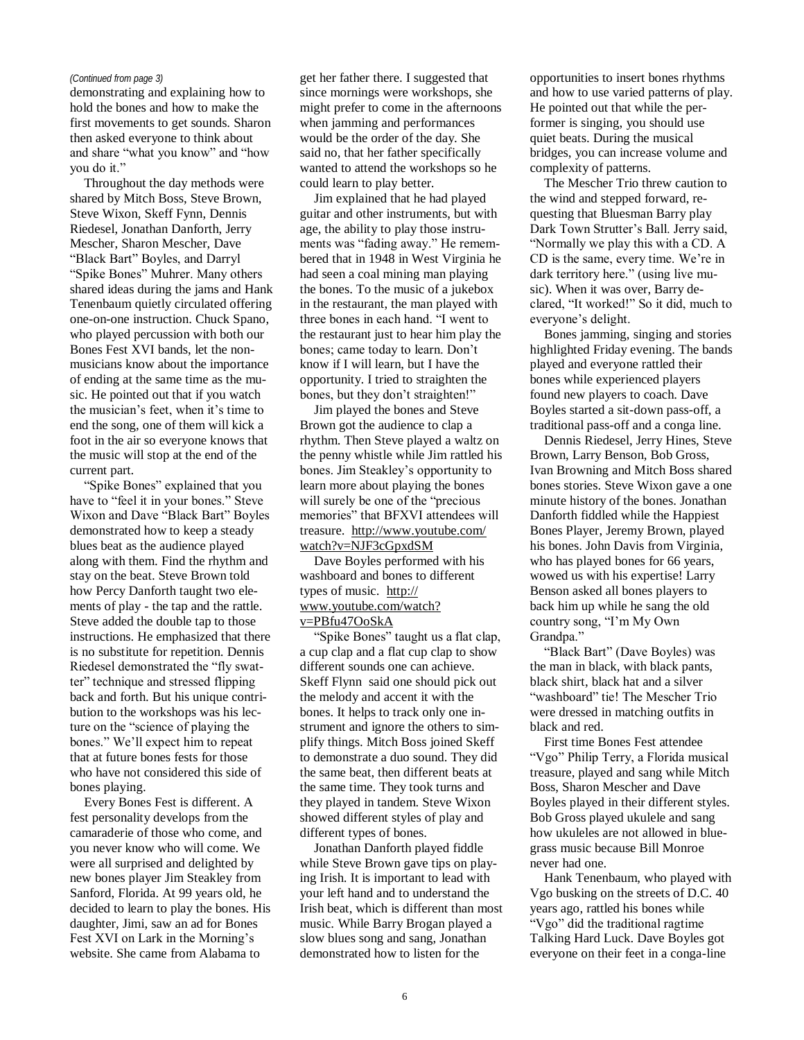*(Continued from page 3)*

demonstrating and explaining how to hold the bones and how to make the first movements to get sounds. Sharon then asked everyone to think about and share "what you know" and "how you do it."

Throughout the day methods were shared by Mitch Boss, Steve Brown, Steve Wixon, Skeff Fynn, Dennis Riedesel, Jonathan Danforth, Jerry Mescher, Sharon Mescher, Dave "Black Bart" Boyles, and Darryl "Spike Bones" Muhrer. Many others shared ideas during the jams and Hank Tenenbaum quietly circulated offering one-on-one instruction. Chuck Spano, who played percussion with both our Bones Fest XVI bands, let the non-musicians know about the importance of ending at the same time as the music. He pointed out that if you watch the musician's feet, when it's time to end the song, one of them will kick a foot in the air so everyone knows that the music will stop at the end of the current part.

"Spike Bones" explained that you have to "feel it in your bones." Steve Wixon and Dave "Black Bart" Boyles demonstrated how to keep a steady blues beat as the audience played along with them. Find the rhythm and stay on the beat. Steve Brown told how Percy Danforth taught two elements of play - the tap and the rattle. Steve added the double tap to those instructions. He emphasized that there is no substitute for repetition. Dennis Riedesel demonstrated the "fly swatter" technique and stressed flipping back and forth. But his unique contribution to the workshops was his lecture on the "science of playing the bones." We'll expect him to repeat that at future bones fests for those who have not considered this side of bones playing.

Every Bones Fest is different. A fest personality develops from the camaraderie of those who come, and you never know who will come. We were all surprised and delighted by new bones player Jim Steakley from Sanford, Florida. At 99 years old, he decided to learn to play the bones. His daughter, Jimi, saw an ad for Bones Fest XVI on Lark in the Morning's website. She came from Alabama to get her father there. I suggested that since mornings were workshops, she might prefer to come in the afternoons when jamming and performances would be the order of the day. She said no, that her father specifically wanted to attend the workshops so he could learn to play better.

Jim explained that he had played guitar and other instruments, but with age, the ability to play those instruments was "fading away." He remembered that in 1948 in West Virginia he had seen a coal mining man playing the bones. To the music of a jukebox in the restaurant, the man played with three bones in each hand. "I went to the restaurant just to hear him play the bones; came today to learn. Don't know if I will learn, but I have the opportunity. I tried to straighten the bones, but they don't straighten!"

Jim played the bones and Steve Brown got the audience to clap a rhythm. Then Steve played a waltz on the penny whistle while Jim rattled his bones. Jim Steakley's opportunity to learn more about playing the bones will surely be one of the "precious memories" that BFXVI attendees will treasure. http://www.youtube.com/watch?v=NJF3cGpxdSM

Dave Boyles performed with his washboard and bones to different types of music. http://www.youtube.com/watch?v=PBfu47OoSkA

"Spike Bones" taught us a flat clap, a cup clap and a flat cup clap to show different sounds one can achieve. Skeff Flynn said one should pick out the melody and accent it with the bones. It helps to track only one instrument and ignore the others to simplify things. Mitch Boss joined Skeff to demonstrate a duo sound. They did the same beat, then different beats at the same time. They took turns and they played in tandem. Steve Wixon showed different styles of play and different types of bones.

Jonathan Danforth played fiddle while Steve Brown gave tips on playing Irish. It is important to lead with your left hand and to understand the Irish beat, which is different than most music. While Barry Brogan played a slow blues song and sang, Jonathan demonstrated how to listen for the opportunities to insert bones rhythms and how to use varied patterns of play. He pointed out that while the performer is singing, you should use quiet beats. During the musical bridges, you can increase volume and complexity of patterns.

The Mescher Trio threw caution to the wind and stepped forward, requesting that Bluesman Barry play Dark Town Strutter's Ball. Jerry said, "Normally we play this with a CD. A CD is the same, every time. We're in dark territory here." (using live music). When it was over, Barry declared, "It worked!" So it did, much to everyone's delight.

Bones jamming, singing and stories highlighted Friday evening. The bands played and everyone rattled their bones while experienced players found new players to coach. Dave Boyles started a sit-down pass-off, a traditional pass-off and a conga line.

Dennis Riedesel, Jerry Hines, Steve Brown, Larry Benson, Bob Gross, Ivan Browning and Mitch Boss shared bones stories. Steve Wixon gave a one minute history of the bones. Jonathan Danforth fiddled while the Happiest Bones Player, Jeremy Brown, played his bones. John Davis from Virginia, who has played bones for 66 years, wowed us with his expertise! Larry Benson asked all bones players to back him up while he sang the old country song, "I'm My Own Grandpa."

"Black Bart" (Dave Boyles) was the man in black, with black pants, black shirt, black hat and a silver "washboard" tie! The Mescher Trio were dressed in matching outfits in black and red.

First time Bones Fest attendee "Vgo" Philip Terry, a Florida musical treasure, played and sang while Mitch Boss, Sharon Mescher and Dave Boyles played in their different styles. Bob Gross played ukulele and sang how ukuleles are not allowed in bluegrass music because Bill Monroe never had one.

Hank Tenenbaum, who played with Vgo busking on the streets of D.C. 40 years ago, rattled his bones while "Vgo" did the traditional ragtime Talking Hard Luck. Dave Boyles got everyone on their feet in a conga-line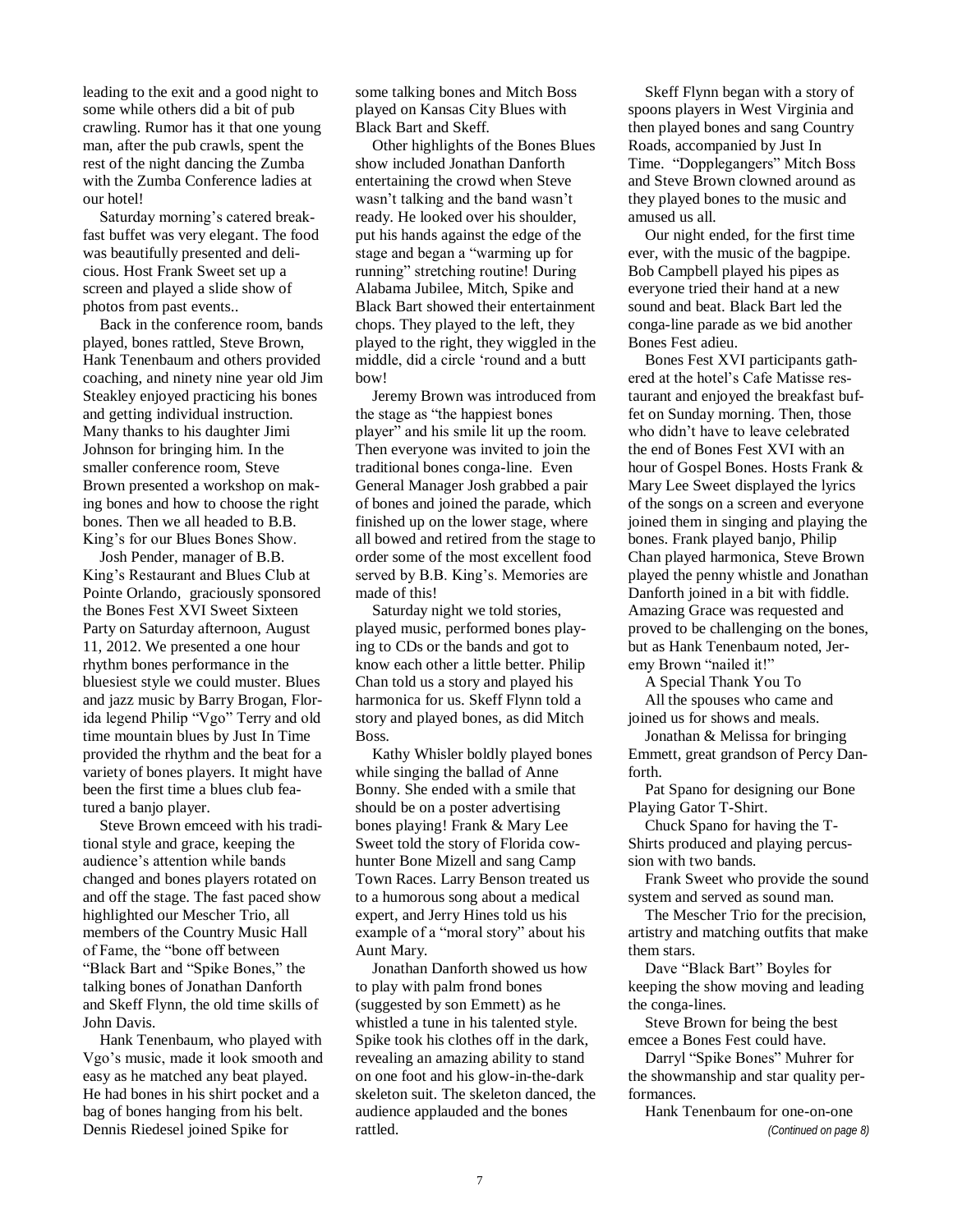leading to the exit and a good night to some while others did a bit of pub crawling. Rumor has it that one young man, after the pub crawls, spent the rest of the night dancing the Zumba with the Zumba Conference ladies at our hotel!

Saturday morning's catered breakfast buffet was very elegant. The food was beautifully presented and delicious. Host Frank Sweet set up a screen and played a slide show of photos from past events..

Back in the conference room, bands played, bones rattled, Steve Brown, Hank Tenenbaum and others provided coaching, and ninety nine year old Jim Steakley enjoyed practicing his bones and getting individual instruction. Many thanks to his daughter Jimi Johnson for bringing him. In the smaller conference room, Steve Brown presented a workshop on making bones and how to choose the right bones. Then we all headed to B.B. King's for our Blues Bones Show.

Josh Pender, manager of B.B. King's Restaurant and Blues Club at Pointe Orlando, graciously sponsored the Bones Fest XVI Sweet Sixteen Party on Saturday afternoon, August 11, 2012. We presented a one hour rhythm bones performance in the bluesiest style we could muster. Blues and jazz music by Barry Brogan, Florida legend Philip "Vgo" Terry and old time mountain blues by Just In Time provided the rhythm and the beat for a variety of bones players. It might have been the first time a blues club featured a banjo player.

Steve Brown emceed with his traditional style and grace, keeping the audience's attention while bands changed and bones players rotated on and off the stage. The fast paced show highlighted our Mescher Trio, all members of the Country Music Hall of Fame, the "bone off between "Black Bart and "Spike Bones," the talking bones of Jonathan Danforth and Skeff Flynn, the old time skills of John Davis.

Hank Tenenbaum, who played with Vgo's music, made it look smooth and easy as he matched any beat played. He had bones in his shirt pocket and a bag of bones hanging from his belt. Dennis Riedesel joined Spike for some talking bones and Mitch Boss played on Kansas City Blues with Black Bart and Skeff.

Other highlights of the Bones Blues show included Jonathan Danforth entertaining the crowd when Steve wasn't talking and the band wasn't ready. He looked over his shoulder, put his hands against the edge of the stage and began a "warming up for running" stretching routine! During Alabama Jubilee, Mitch, Spike and Black Bart showed their entertainment chops. They played to the left, they played to the right, they wiggled in the middle, did a circle 'round and a butt bow!

Jeremy Brown was introduced from the stage as "the happiest bones player" and his smile lit up the room. Then everyone was invited to join the traditional bones conga-line. Even General Manager Josh grabbed a pair of bones and joined the parade, which finished up on the lower stage, where all bowed and retired from the stage to order some of the most excellent food served by B.B. King's. Memories are made of this!

Saturday night we told stories, played music, performed bones playing to CDs or the bands and got to know each other a little better. Philip Chan told us a story and played his harmonica for us. Skeff Flynn told a story and played bones, as did Mitch Boss.

Kathy Whisler boldly played bones while singing the ballad of Anne Bonny. She ended with a smile that should be on a poster advertising bones playing! Frank & Mary Lee Sweet told the story of Florida cowhunter Bone Mizell and sang Camp Town Races. Larry Benson treated us to a humorous song about a medical expert, and Jerry Hines told us his example of a "moral story" about his Aunt Mary.

Jonathan Danforth showed us how to play with palm frond bones (suggested by son Emmett) as he whistled a tune in his talented style. Spike took his clothes off in the dark, revealing an amazing ability to stand on one foot and his glow-in-the-dark skeleton suit. The skeleton danced, the audience applauded and the bones rattled.

Skeff Flynn began with a story of spoons players in West Virginia and then played bones and sang Country Roads, accompanied by Just In Time. "Dopplegangers" Mitch Boss and Steve Brown clowned around as they played bones to the music and amused us all.

Our night ended, for the first time ever, with the music of the bagpipe. Bob Campbell played his pipes as everyone tried their hand at a new sound and beat. Black Bart led the conga-line parade as we bid another Bones Fest adieu.

Bones Fest XVI participants gathered at the hotel's Cafe Matisse restaurant and enjoyed the breakfast buffet on Sunday morning. Then, those who didn't have to leave celebrated the end of Bones Fest XVI with an hour of Gospel Bones. Hosts Frank & Mary Lee Sweet displayed the lyrics of the songs on a screen and everyone joined them in singing and playing the bones. Frank played banjo, Philip Chan played harmonica, Steve Brown played the penny whistle and Jonathan Danforth joined in a bit with fiddle. Amazing Grace was requested and proved to be challenging on the bones, but as Hank Tenenbaum noted, Jeremy Brown "nailed it!"

A Special Thank You To

All the spouses who came and joined us for shows and meals.

Jonathan & Melissa for bringing Emmett, great grandson of Percy Danforth.

Pat Spano for designing our Bone Playing Gator T-Shirt.

Chuck Spano for having the T-Shirts produced and playing percussion with two bands.

Frank Sweet who provide the sound system and served as sound man.

The Mescher Trio for the precision, artistry and matching outfits that make them stars.

Dave "Black Bart" Boyles for keeping the show moving and leading the conga-lines.

Steve Brown for being the best emcee a Bones Fest could have.

Darryl "Spike Bones" Muhrer for the showmanship and star quality performances.

Hank Tenenbaum for one-on-one

*(Continued on page 8)*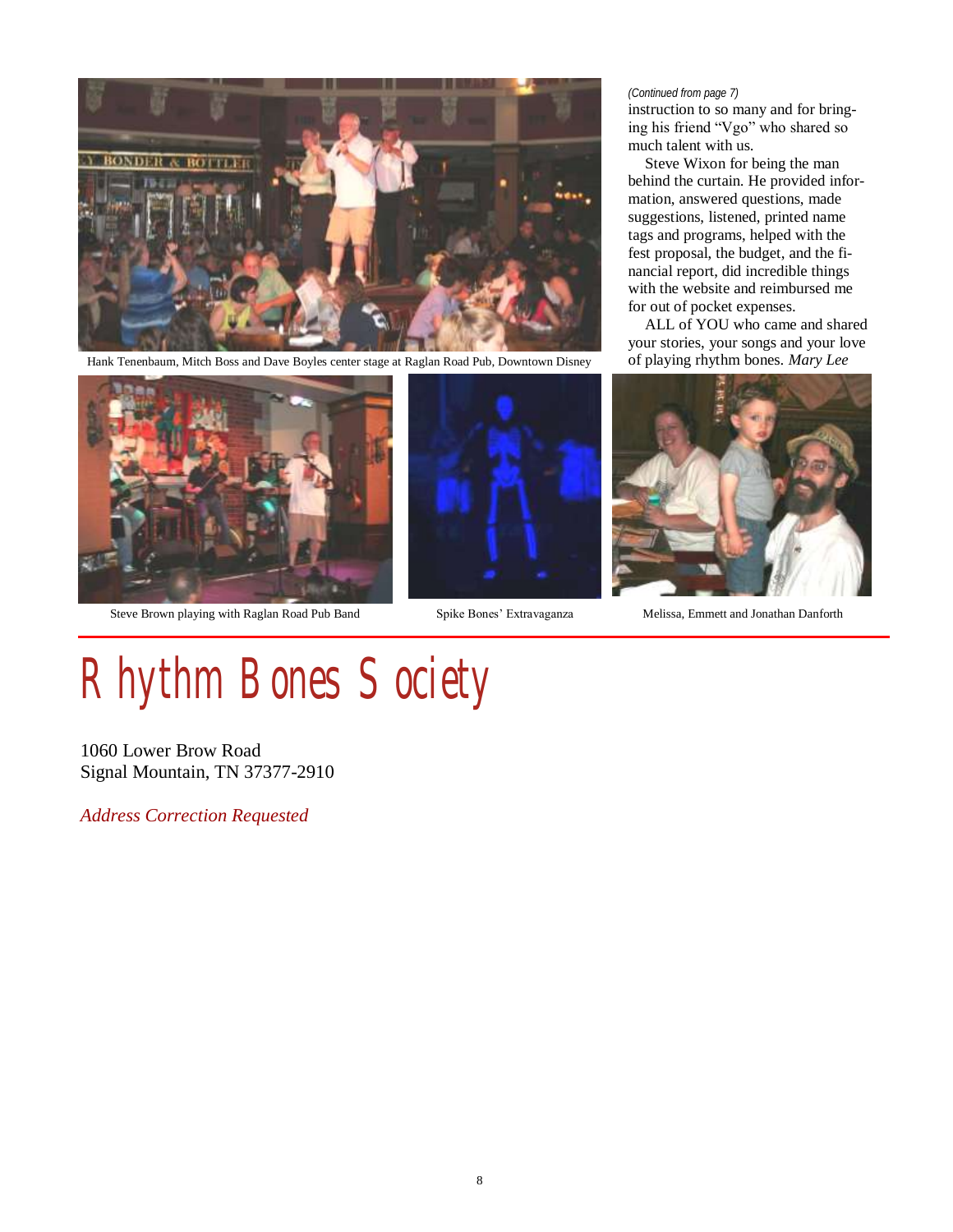Hank Tenenbaum, Mitch Boss and Dave Boyles center stage at Raglan Road Pub, Downtown Disney

*(Continued from page 7)*

instruction to so many and for bringing his friend "Vgo" who shared so much talent with us.

Steve Wixon for being the man behind the curtain. He provided information, answered questions, made suggestions, listened, printed name tags and programs, helped with the fest proposal, the budget, and the financial report, did incredible things with the website and reimbursed me for out of pocket expenses.

ALL of YOU who came and shared your stories, your songs and your love of playing rhythm bones. *Mary Lee*

Steve Brown playing with Raglan Road Pub Band

Spike Bones' Extravaganza

Melissa, Emmett and Jonathan Danforth

# Rhythm Bones Society

1060 Lower Brow Road
Signal Mountain, TN 37377-2910

*Address Correction Requested*